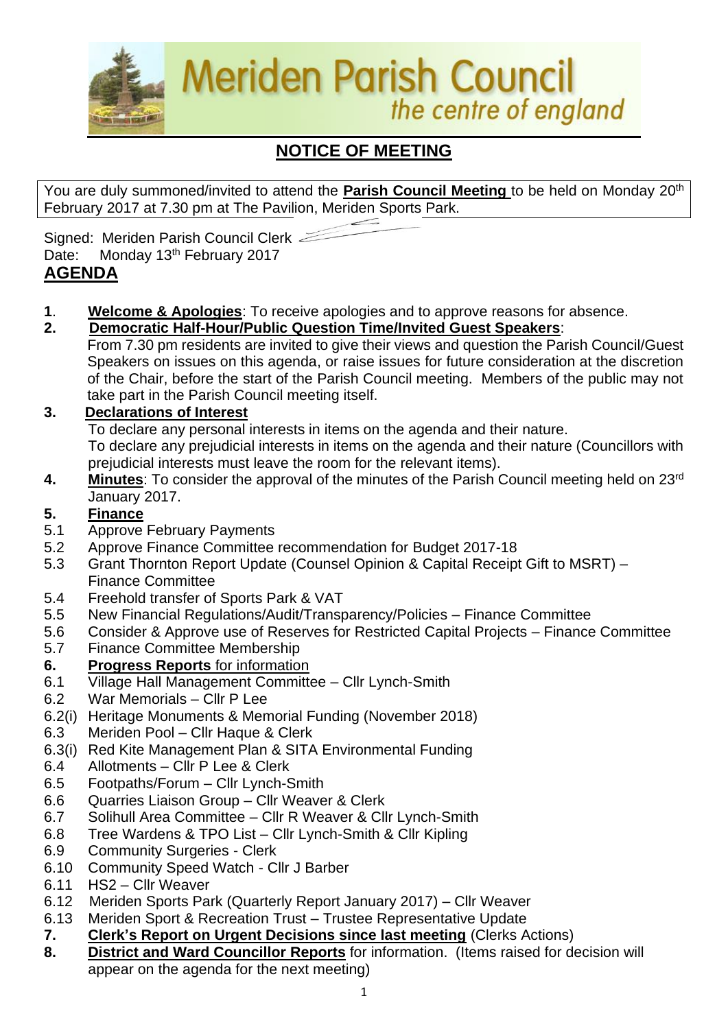# Meriden Parish Council

*the centre of england*

## NOTICE OF MEETING

You are duly summoned/invited to attend the **Parish Council Meeting** to be held on Monday 20th February 2017 at 7.30 pm at The Pavilion, Meriden Sports Park.

Signed: Meriden Parish Council Clerk

Date: Monday 13th February 2017

## AGENDA

**1**. **Welcome & Apologies**: To receive apologies and to approve reasons for absence.

**2. Democratic Half-Hour/Public Question Time/Invited Guest Speakers**:
From 7.30 pm residents are invited to give their views and question the Parish Council/Guest Speakers on issues on this agenda, or raise issues for future consideration at the discretion of the Chair, before the start of the Parish Council meeting. Members of the public may not take part in the Parish Council meeting itself.

**3. Declarations of Interest**
To declare any personal interests in items on the agenda and their nature.
To declare any prejudicial interests in items on the agenda and their nature (Councillors with prejudicial interests must leave the room for the relevant items).

**4. Minutes**: To consider the approval of the minutes of the Parish Council meeting held on 23rd January 2017.

**5. Finance**

- 5.1 Approve February Payments
- 5.2 Approve Finance Committee recommendation for Budget 2017-18
- 5.3 Grant Thornton Report Update (Counsel Opinion & Capital Receipt Gift to MSRT) – Finance Committee
- 5.4 Freehold transfer of Sports Park & VAT
- 5.5 New Financial Regulations/Audit/Transparency/Policies – Finance Committee
- 5.6 Consider & Approve use of Reserves for Restricted Capital Projects – Finance Committee
- 5.7 Finance Committee Membership

**6. Progress Reports for information**

- 6.1 Village Hall Management Committee – Cllr Lynch-Smith
- 6.2 War Memorials – Cllr P Lee
- 6.2(i) Heritage Monuments & Memorial Funding (November 2018)
- 6.3 Meriden Pool – Cllr Haque & Clerk
- 6.3(i) Red Kite Management Plan & SITA Environmental Funding
- 6.4 Allotments – Cllr P Lee & Clerk
- 6.5 Footpaths/Forum – Cllr Lynch-Smith
- 6.6 Quarries Liaison Group – Cllr Weaver & Clerk
- 6.7 Solihull Area Committee – Cllr R Weaver & Cllr Lynch-Smith
- 6.8 Tree Wardens & TPO List – Cllr Lynch-Smith & Cllr Kipling
- 6.9 Community Surgeries - Clerk
- 6.10 Community Speed Watch - Cllr J Barber
- 6.11 HS2 – Cllr Weaver
- 6.12 Meriden Sports Park (Quarterly Report January 2017) – Cllr Weaver
- 6.13 Meriden Sport & Recreation Trust – Trustee Representative Update

**7. Clerk's Report on Urgent Decisions since last meeting** (Clerks Actions)

**8. District and Ward Councillor Reports** for information. (Items raised for decision will appear on the agenda for the next meeting)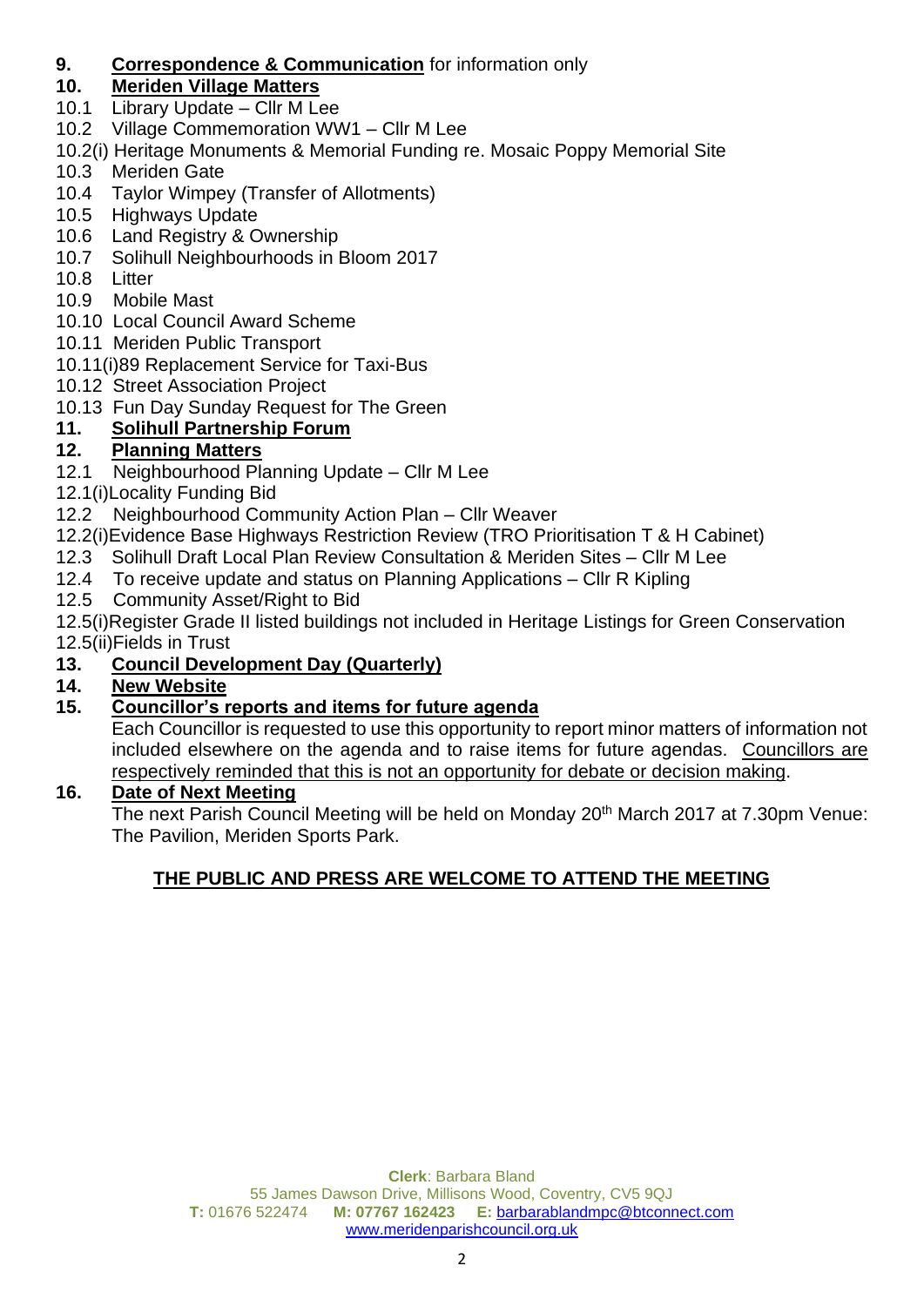**9. Correspondence & Communication** for information only

**10. Meriden Village Matters**

10.1 Library Update – Cllr M Lee
10.2 Village Commemoration WW1 – Cllr M Lee
10.2(i) Heritage Monuments & Memorial Funding re. Mosaic Poppy Memorial Site
10.3 Meriden Gate
10.4 Taylor Wimpey (Transfer of Allotments)
10.5 Highways Update
10.6 Land Registry & Ownership
10.7 Solihull Neighbourhoods in Bloom 2017
10.8 Litter
10.9 Mobile Mast
10.10 Local Council Award Scheme
10.11 Meriden Public Transport
10.11(i)89 Replacement Service for Taxi-Bus
10.12 Street Association Project
10.13 Fun Day Sunday Request for The Green

**11. Solihull Partnership Forum**

**12. Planning Matters**

12.1 Neighbourhood Planning Update – Cllr M Lee
12.1(i)Locality Funding Bid
12.2 Neighbourhood Community Action Plan – Cllr Weaver
12.2(i)Evidence Base Highways Restriction Review (TRO Prioritisation T & H Cabinet)
12.3 Solihull Draft Local Plan Review Consultation & Meriden Sites – Cllr M Lee
12.4 To receive update and status on Planning Applications – Cllr R Kipling
12.5 Community Asset/Right to Bid
12.5(i)Register Grade II listed buildings not included in Heritage Listings for Green Conservation
12.5(ii)Fields in Trust

**13. Council Development Day (Quarterly)**

**14. New Website**

**15. Councillor's reports and items for future agenda**

Each Councillor is requested to use this opportunity to report minor matters of information not included elsewhere on the agenda and to raise items for future agendas. Councillors are respectively reminded that this is not an opportunity for debate or decision making.

**16. Date of Next Meeting**

The next Parish Council Meeting will be held on Monday 20th March 2017 at 7.30pm Venue: The Pavilion, Meriden Sports Park.

**THE PUBLIC AND PRESS ARE WELCOME TO ATTEND THE MEETING**

**Clerk**: Barbara Bland
55 James Dawson Drive, Millisons Wood, Coventry, CV5 9QJ
**T:** 01676 522474 **M: 07767 162423** **E:** barbarablandmpc@btconnect.com
www.meridenparishcouncil.org.uk